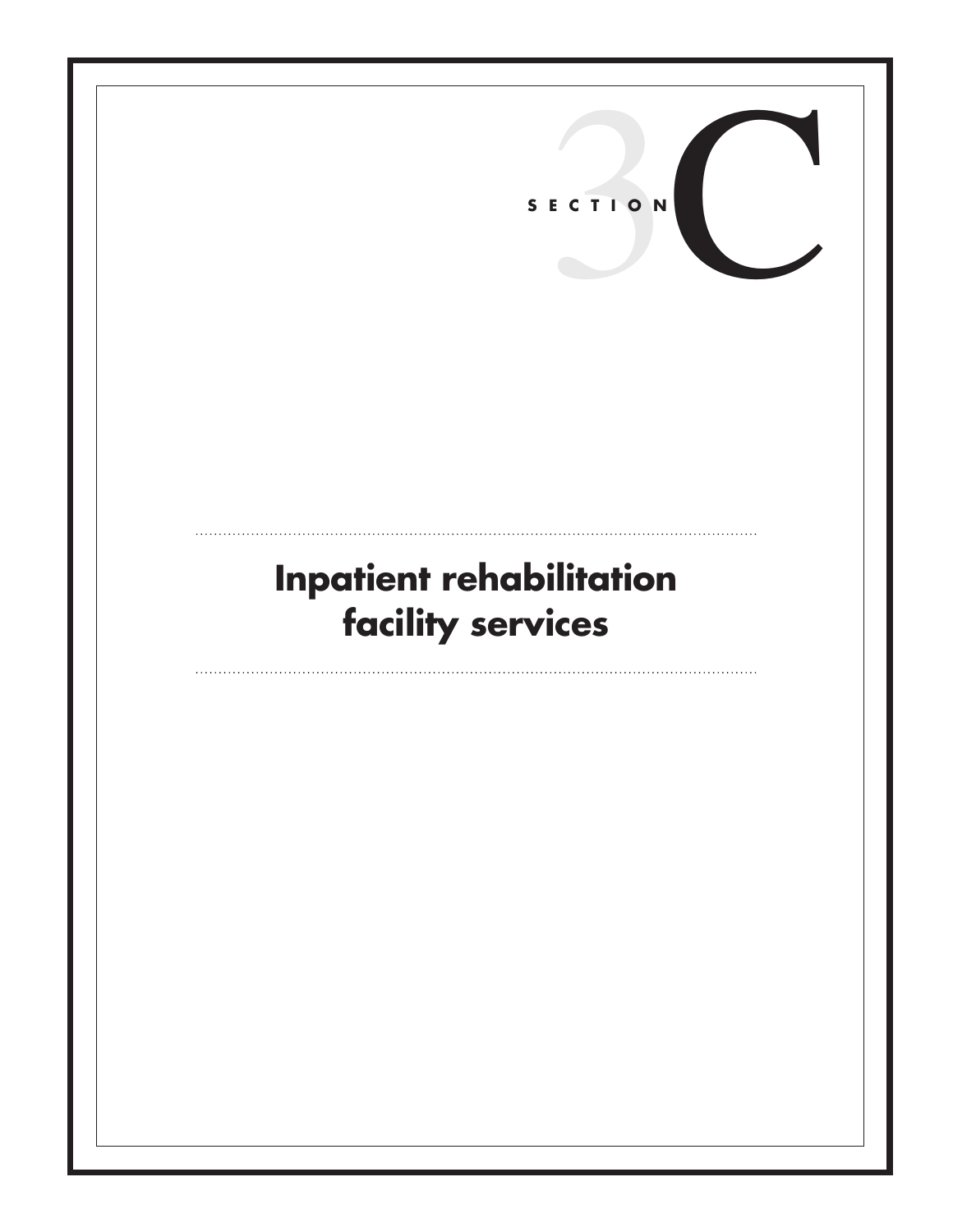SECTION 3C

# Inpatient rehabilitation facility services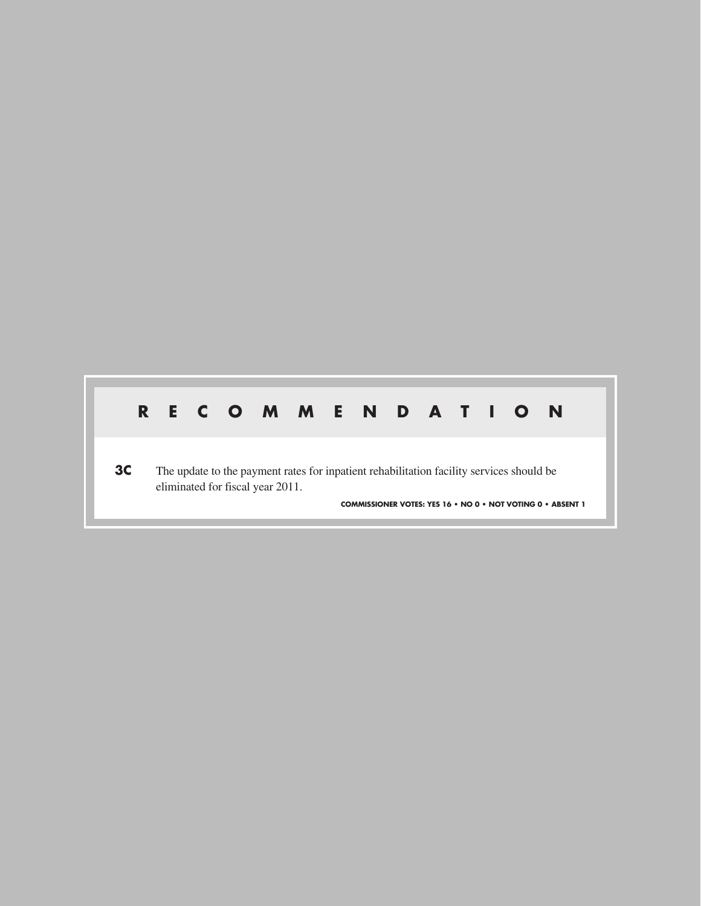## RECOMMENDATION

**3C** The update to the payment rates for inpatient rehabilitation facility services should be eliminated for fiscal year 2011.

**COMMISSIONER VOTES: YES 16 • NO 0 • NOT VOTING 0 • ABSENT 1**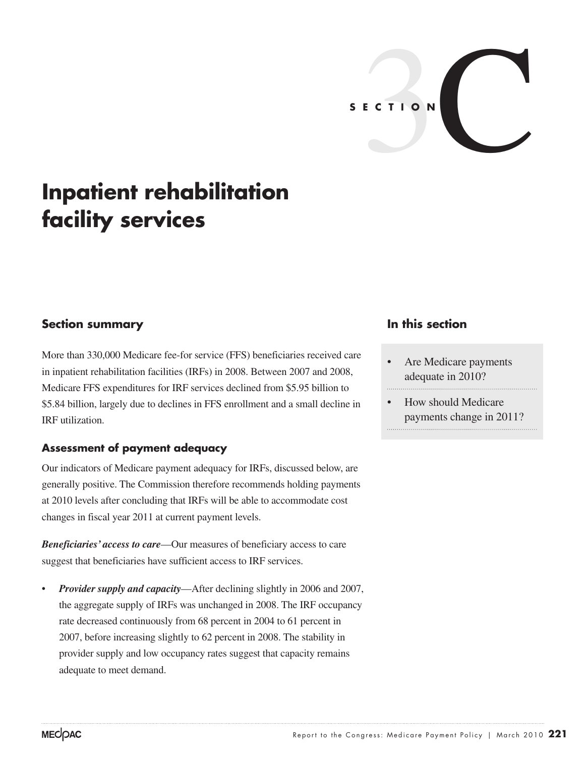SECTION 3C

# Inpatient rehabilitation facility services

## Section summary

More than 330,000 Medicare fee-for service (FFS) beneficiaries received care in inpatient rehabilitation facilities (IRFs) in 2008. Between 2007 and 2008, Medicare FFS expenditures for IRF services declined from $5.95 billion to $5.84 billion, largely due to declines in FFS enrollment and a small decline in IRF utilization.

### Assessment of payment adequacy

Our indicators of Medicare payment adequacy for IRFs, discussed below, are generally positive. The Commission therefore recommends holding payments at 2010 levels after concluding that IRFs will be able to accommodate cost changes in fiscal year 2011 at current payment levels.

***Beneficiaries' access to care***—Our measures of beneficiary access to care suggest that beneficiaries have sufficient access to IRF services.

- ***Provider supply and capacity***—After declining slightly in 2006 and 2007, the aggregate supply of IRFs was unchanged in 2008. The IRF occupancy rate decreased continuously from 68 percent in 2004 to 61 percent in 2007, before increasing slightly to 62 percent in 2008. The stability in provider supply and low occupancy rates suggest that capacity remains adequate to meet demand.

## In this section

- Are Medicare payments adequate in 2010?
- How should Medicare payments change in 2011?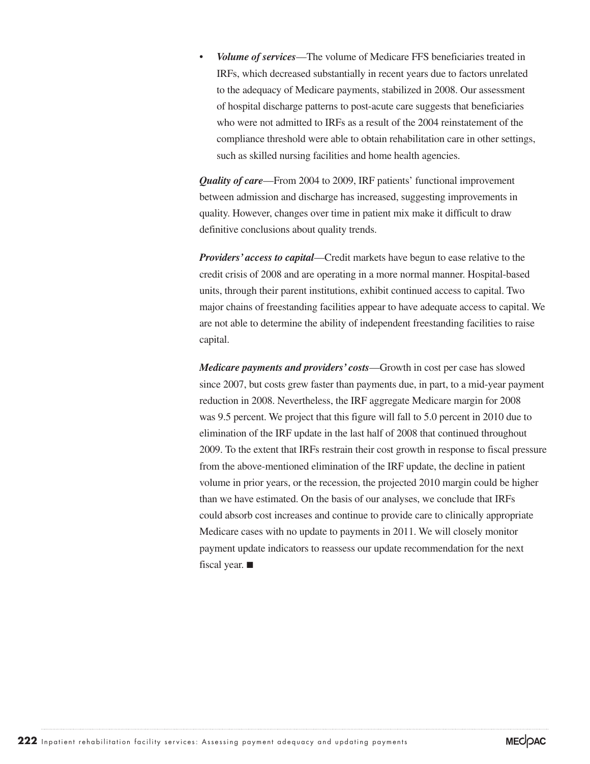- ***Volume of services***—The volume of Medicare FFS beneficiaries treated in IRFs, which decreased substantially in recent years due to factors unrelated to the adequacy of Medicare payments, stabilized in 2008. Our assessment of hospital discharge patterns to post-acute care suggests that beneficiaries who were not admitted to IRFs as a result of the 2004 reinstatement of the compliance threshold were able to obtain rehabilitation care in other settings, such as skilled nursing facilities and home health agencies.

***Quality of care***—From 2004 to 2009, IRF patients' functional improvement between admission and discharge has increased, suggesting improvements in quality. However, changes over time in patient mix make it difficult to draw definitive conclusions about quality trends.

***Providers' access to capital***—Credit markets have begun to ease relative to the credit crisis of 2008 and are operating in a more normal manner. Hospital-based units, through their parent institutions, exhibit continued access to capital. Two major chains of freestanding facilities appear to have adequate access to capital. We are not able to determine the ability of independent freestanding facilities to raise capital.

***Medicare payments and providers' costs***—Growth in cost per case has slowed since 2007, but costs grew faster than payments due, in part, to a mid-year payment reduction in 2008. Nevertheless, the IRF aggregate Medicare margin for 2008 was 9.5 percent. We project that this figure will fall to 5.0 percent in 2010 due to elimination of the IRF update in the last half of 2008 that continued throughout 2009. To the extent that IRFs restrain their cost growth in response to fiscal pressure from the above-mentioned elimination of the IRF update, the decline in patient volume in prior years, or the recession, the projected 2010 margin could be higher than we have estimated. On the basis of our analyses, we conclude that IRFs could absorb cost increases and continue to provide care to clinically appropriate Medicare cases with no update to payments in 2011. We will closely monitor payment update indicators to reassess our update recommendation for the next fiscal year. ■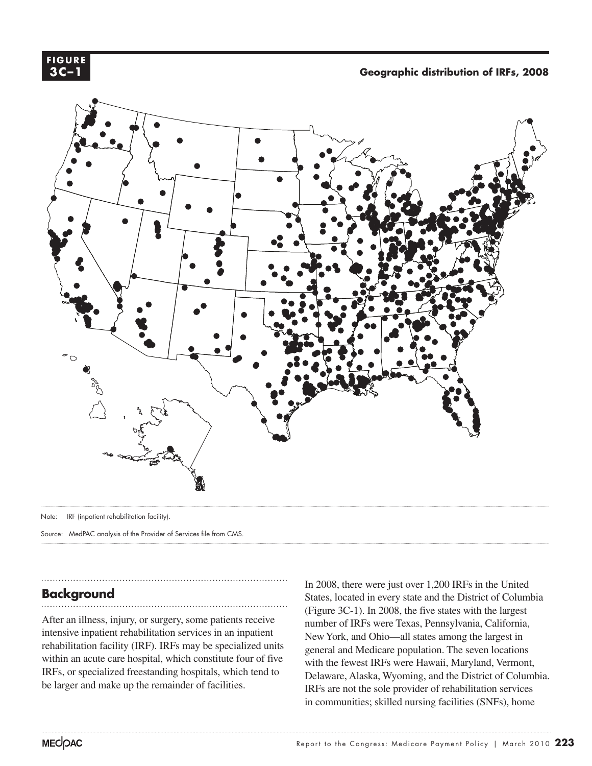**FIGURE 3C–1**

**Geographic distribution of IRFs, 2008**

Note: IRF (inpatient rehabilitation facility).

Source: MedPAC analysis of the Provider of Services file from CMS.

## Background

After an illness, injury, or surgery, some patients receive intensive inpatient rehabilitation services in an inpatient rehabilitation facility (IRF). IRFs may be specialized units within an acute care hospital, which constitute four of five IRFs, or specialized freestanding hospitals, which tend to be larger and make up the remainder of facilities.

In 2008, there were just over 1,200 IRFs in the United States, located in every state and the District of Columbia (Figure 3C-1). In 2008, the five states with the largest number of IRFs were Texas, Pennsylvania, California, New York, and Ohio—all states among the largest in general and Medicare population. The seven locations with the fewest IRFs were Hawaii, Maryland, Vermont, Delaware, Alaska, Wyoming, and the District of Columbia. IRFs are not the sole provider of rehabilitation services in communities; skilled nursing facilities (SNFs), home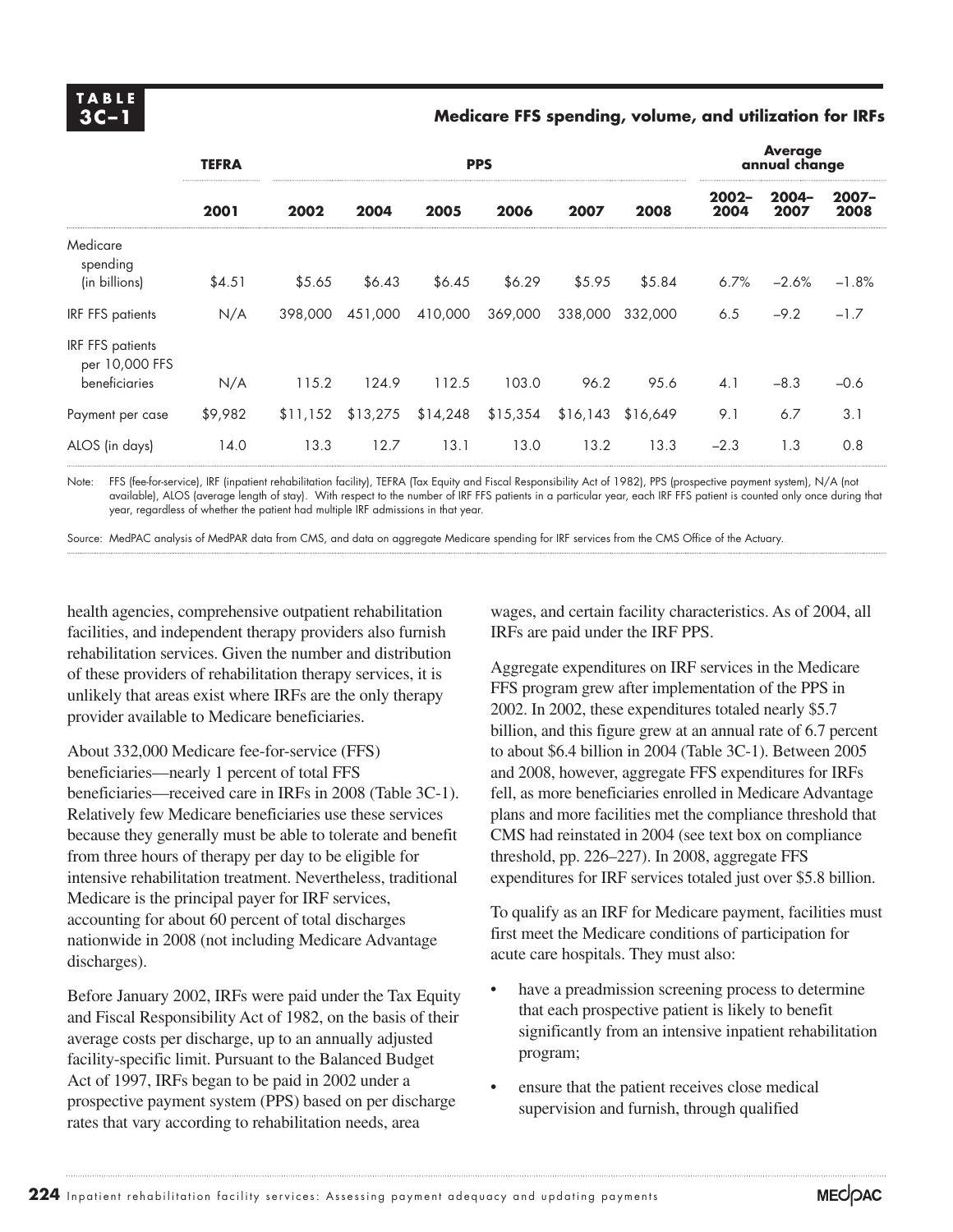**TABLE 3C–1**

**Medicare FFS spending, volume, and utilization for IRFs**

| | TEFRA | PPS | | | | | | Average annual change | | |
|---|---|---|---|---|---|---|---|---|---|---|
| | **2001** | **2002** | **2004** | **2005** | **2006** | **2007** | **2008** | **2002–2004** | **2004–2007** | **2007–2008** |
| Medicare spending (in billions) | $4.51 | $5.65 | $6.43 | $6.45 | $6.29 | $5.95 | $5.84 | 6.7% | –2.6% | –1.8% |
| IRF FFS patients | N/A | 398,000 | 451,000 | 410,000 | 369,000 | 338,000 | 332,000 | 6.5 | –9.2 | –1.7 |
| IRF FFS patients per 10,000 FFS beneficiaries | N/A | 115.2 | 124.9 | 112.5 | 103.0 | 96.2 | 95.6 | 4.1 | –8.3 | –0.6 |
| Payment per case | $9,982 | $11,152 | $13,275 | $14,248 | $15,354 | $16,143 | $16,649 | 9.1 | 6.7 | 3.1 |
| ALOS (in days) | 14.0 | 13.3 | 12.7 | 13.1 | 13.0 | 13.2 | 13.3 | –2.3 | 1.3 | 0.8 |

Note: FFS (fee-for-service), IRF (inpatient rehabilitation facility), TEFRA (Tax Equity and Fiscal Responsibility Act of 1982), PPS (prospective payment system), N/A (not available), ALOS (average length of stay). With respect to the number of IRF FFS patients in a particular year, each IRF FFS patient is counted only once during that year, regardless of whether the patient had multiple IRF admissions in that year.

Source: MedPAC analysis of MedPAR data from CMS, and data on aggregate Medicare spending for IRF services from the CMS Office of the Actuary.

health agencies, comprehensive outpatient rehabilitation facilities, and independent therapy providers also furnish rehabilitation services. Given the number and distribution of these providers of rehabilitation therapy services, it is unlikely that areas exist where IRFs are the only therapy provider available to Medicare beneficiaries.

About 332,000 Medicare fee-for-service (FFS) beneficiaries—nearly 1 percent of total FFS beneficiaries—received care in IRFs in 2008 (Table 3C-1). Relatively few Medicare beneficiaries use these services because they generally must be able to tolerate and benefit from three hours of therapy per day to be eligible for intensive rehabilitation treatment. Nevertheless, traditional Medicare is the principal payer for IRF services, accounting for about 60 percent of total discharges nationwide in 2008 (not including Medicare Advantage discharges).

Before January 2002, IRFs were paid under the Tax Equity and Fiscal Responsibility Act of 1982, on the basis of their average costs per discharge, up to an annually adjusted facility-specific limit. Pursuant to the Balanced Budget Act of 1997, IRFs began to be paid in 2002 under a prospective payment system (PPS) based on per discharge rates that vary according to rehabilitation needs, area wages, and certain facility characteristics. As of 2004, all IRFs are paid under the IRF PPS.

Aggregate expenditures on IRF services in the Medicare FFS program grew after implementation of the PPS in 2002. In 2002, these expenditures totaled nearly $5.7 billion, and this figure grew at an annual rate of 6.7 percent to about $6.4 billion in 2004 (Table 3C-1). Between 2005 and 2008, however, aggregate FFS expenditures for IRFs fell, as more beneficiaries enrolled in Medicare Advantage plans and more facilities met the compliance threshold that CMS had reinstated in 2004 (see text box on compliance threshold, pp. 226–227). In 2008, aggregate FFS expenditures for IRF services totaled just over $5.8 billion.

To qualify as an IRF for Medicare payment, facilities must first meet the Medicare conditions of participation for acute care hospitals. They must also:

- have a preadmission screening process to determine that each prospective patient is likely to benefit significantly from an intensive inpatient rehabilitation program;
- ensure that the patient receives close medical supervision and furnish, through qualified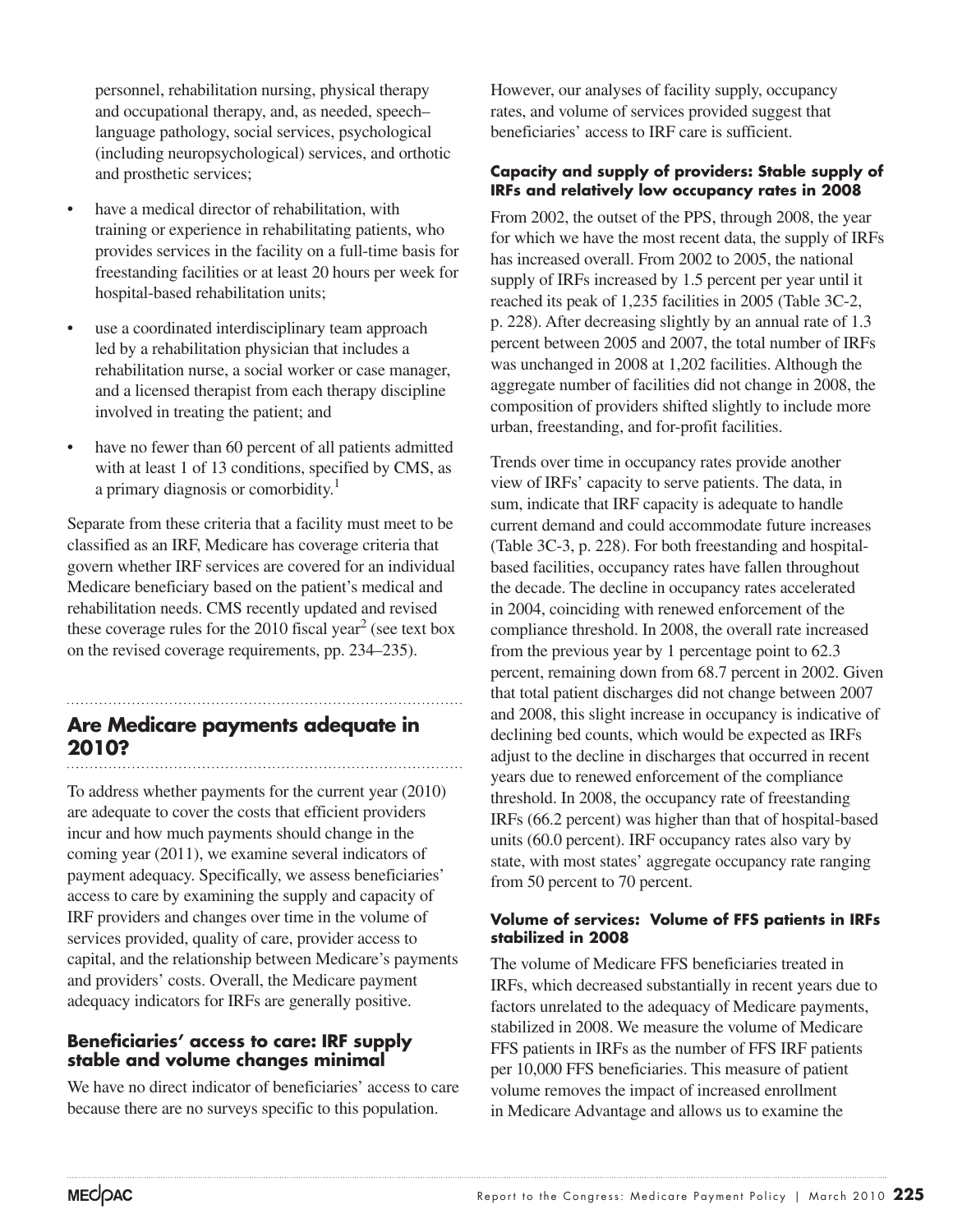personnel, rehabilitation nursing, physical therapy and occupational therapy, and, as needed, speech–language pathology, social services, psychological (including neuropsychological) services, and orthotic and prosthetic services;

- have a medical director of rehabilitation, with training or experience in rehabilitating patients, who provides services in the facility on a full-time basis for freestanding facilities or at least 20 hours per week for hospital-based rehabilitation units;
- use a coordinated interdisciplinary team approach led by a rehabilitation physician that includes a rehabilitation nurse, a social worker or case manager, and a licensed therapist from each therapy discipline involved in treating the patient; and
- have no fewer than 60 percent of all patients admitted with at least 1 of 13 conditions, specified by CMS, as a primary diagnosis or comorbidity.[1]

Separate from these criteria that a facility must meet to be classified as an IRF, Medicare has coverage criteria that govern whether IRF services are covered for an individual Medicare beneficiary based on the patient's medical and rehabilitation needs. CMS recently updated and revised these coverage rules for the 2010 fiscal year[2] (see text box on the revised coverage requirements, pp. 234–235).

## Are Medicare payments adequate in 2010?

To address whether payments for the current year (2010) are adequate to cover the costs that efficient providers incur and how much payments should change in the coming year (2011), we examine several indicators of payment adequacy. Specifically, we assess beneficiaries' access to care by examining the supply and capacity of IRF providers and changes over time in the volume of services provided, quality of care, provider access to capital, and the relationship between Medicare's payments and providers' costs. Overall, the Medicare payment adequacy indicators for IRFs are generally positive.

### Beneficiaries' access to care: IRF supply stable and volume changes minimal

We have no direct indicator of beneficiaries' access to care because there are no surveys specific to this population. However, our analyses of facility supply, occupancy rates, and volume of services provided suggest that beneficiaries' access to IRF care is sufficient.

#### Capacity and supply of providers: Stable supply of IRFs and relatively low occupancy rates in 2008

From 2002, the outset of the PPS, through 2008, the year for which we have the most recent data, the supply of IRFs has increased overall. From 2002 to 2005, the national supply of IRFs increased by 1.5 percent per year until it reached its peak of 1,235 facilities in 2005 (Table 3C-2, p. 228). After decreasing slightly by an annual rate of 1.3 percent between 2005 and 2007, the total number of IRFs was unchanged in 2008 at 1,202 facilities. Although the aggregate number of facilities did not change in 2008, the composition of providers shifted slightly to include more urban, freestanding, and for-profit facilities.

Trends over time in occupancy rates provide another view of IRFs' capacity to serve patients. The data, in sum, indicate that IRF capacity is adequate to handle current demand and could accommodate future increases (Table 3C-3, p. 228). For both freestanding and hospital-based facilities, occupancy rates have fallen throughout the decade. The decline in occupancy rates accelerated in 2004, coinciding with renewed enforcement of the compliance threshold. In 2008, the overall rate increased from the previous year by 1 percentage point to 62.3 percent, remaining down from 68.7 percent in 2002. Given that total patient discharges did not change between 2007 and 2008, this slight increase in occupancy is indicative of declining bed counts, which would be expected as IRFs adjust to the decline in discharges that occurred in recent years due to renewed enforcement of the compliance threshold. In 2008, the occupancy rate of freestanding IRFs (66.2 percent) was higher than that of hospital-based units (60.0 percent). IRF occupancy rates also vary by state, with most states' aggregate occupancy rate ranging from 50 percent to 70 percent.

#### Volume of services: Volume of FFS patients in IRFs stabilized in 2008

The volume of Medicare FFS beneficiaries treated in IRFs, which decreased substantially in recent years due to factors unrelated to the adequacy of Medicare payments, stabilized in 2008. We measure the volume of Medicare FFS patients in IRFs as the number of FFS IRF patients per 10,000 FFS beneficiaries. This measure of patient volume removes the impact of increased enrollment in Medicare Advantage and allows us to examine the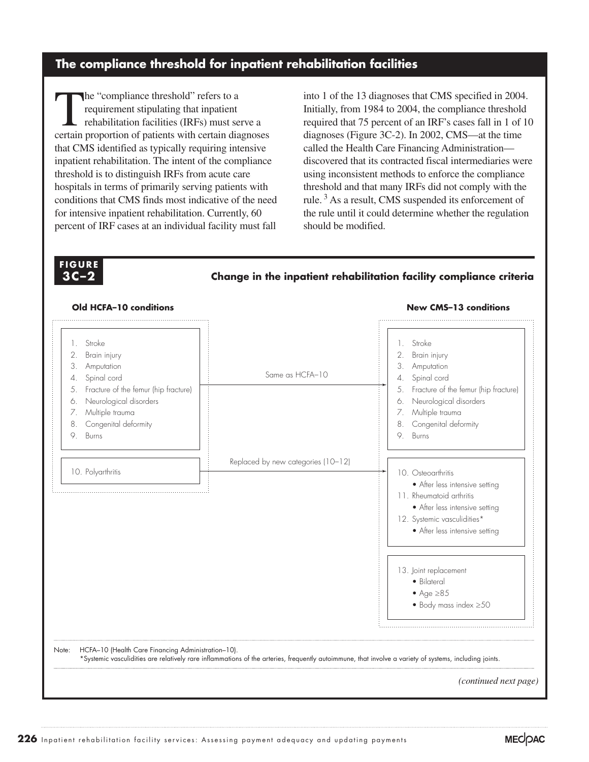## The compliance threshold for inpatient rehabilitation facilities

The "compliance threshold" refers to a requirement stipulating that inpatient rehabilitation facilities (IRFs) must serve a certain proportion of patients with certain diagnoses that CMS identified as typically requiring intensive inpatient rehabilitation. The intent of the compliance threshold is to distinguish IRFs from acute care hospitals in terms of primarily serving patients with conditions that CMS finds most indicative of the need for intensive inpatient rehabilitation. Currently, 60 percent of IRF cases at an individual facility must fall into 1 of the 13 diagnoses that CMS specified in 2004. Initially, from 1984 to 2004, the compliance threshold required that 75 percent of an IRF's cases fall in 1 of 10 diagnoses (Figure 3C-2). In 2002, CMS—at the time called the Health Care Financing Administration—discovered that its contracted fiscal intermediaries were using inconsistent methods to enforce the compliance threshold and that many IRFs did not comply with the rule.[3] As a result, CMS suspended its enforcement of the rule until it could determine whether the regulation should be modified.

**FIGURE 3C–2**

**Change in the inpatient rehabilitation facility compliance criteria**

| Old HCFA–10 conditions | | New CMS–13 conditions |
|---|---|---|
| 1. Stroke<br>2. Brain injury<br>3. Amputation<br>4. Spinal cord<br>5. Fracture of the femur (hip fracture)<br>6. Neurological disorders<br>7. Multiple trauma<br>8. Congenital deformity<br>9. Burns | Same as HCFA–10 → | 1. Stroke<br>2. Brain injury<br>3. Amputation<br>4. Spinal cord<br>5. Fracture of the femur (hip fracture)<br>6. Neurological disorders<br>7. Multiple trauma<br>8. Congenital deformity<br>9. Burns |
| 10. Polyarthritis | Replaced by new categories (10–12) → | 10. Osteoarthritis<br>• After less intensive setting<br>11. Rheumatoid arthritis<br>• After less intensive setting<br>12. Systemic vasculidities*<br>• After less intensive setting |
| | | 13. Joint replacement<br>• Bilateral<br>• Age ≥85<br>• Body mass index ≥50 |

Note: HCFA–10 (Health Care Financing Administration–10).
*Systemic vasculidities are relatively rare inflammations of the arteries, frequently autoimmune, that involve a variety of systems, including joints.

*(continued next page)*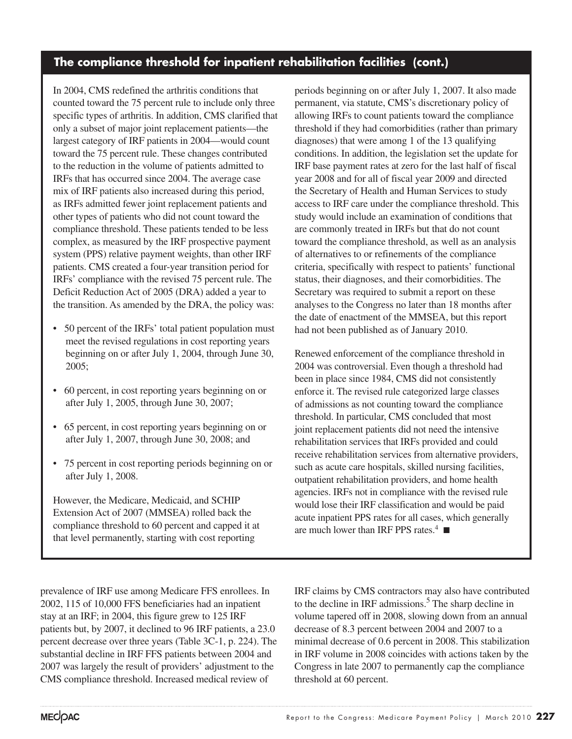## The compliance threshold for inpatient rehabilitation facilities (cont.)

In 2004, CMS redefined the arthritis conditions that counted toward the 75 percent rule to include only three specific types of arthritis. In addition, CMS clarified that only a subset of major joint replacement patients—the largest category of IRF patients in 2004—would count toward the 75 percent rule. These changes contributed to the reduction in the volume of patients admitted to IRFs that has occurred since 2004. The average case mix of IRF patients also increased during this period, as IRFs admitted fewer joint replacement patients and other types of patients who did not count toward the compliance threshold. These patients tended to be less complex, as measured by the IRF prospective payment system (PPS) relative payment weights, than other IRF patients. CMS created a four-year transition period for IRFs' compliance with the revised 75 percent rule. The Deficit Reduction Act of 2005 (DRA) added a year to the transition. As amended by the DRA, the policy was:

- 50 percent of the IRFs' total patient population must meet the revised regulations in cost reporting years beginning on or after July 1, 2004, through June 30, 2005;
- 60 percent, in cost reporting years beginning on or after July 1, 2005, through June 30, 2007;
- 65 percent, in cost reporting years beginning on or after July 1, 2007, through June 30, 2008; and
- 75 percent in cost reporting periods beginning on or after July 1, 2008.

However, the Medicare, Medicaid, and SCHIP Extension Act of 2007 (MMSEA) rolled back the compliance threshold to 60 percent and capped it at that level permanently, starting with cost reporting periods beginning on or after July 1, 2007. It also made permanent, via statute, CMS's discretionary policy of allowing IRFs to count patients toward the compliance threshold if they had comorbidities (rather than primary diagnoses) that were among 1 of the 13 qualifying conditions. In addition, the legislation set the update for IRF base payment rates at zero for the last half of fiscal year 2008 and for all of fiscal year 2009 and directed the Secretary of Health and Human Services to study access to IRF care under the compliance threshold. This study would include an examination of conditions that are commonly treated in IRFs but that do not count toward the compliance threshold, as well as an analysis of alternatives to or refinements of the compliance criteria, specifically with respect to patients' functional status, their diagnoses, and their comorbidities. The Secretary was required to submit a report on these analyses to the Congress no later than 18 months after the date of enactment of the MMSEA, but this report had not been published as of January 2010.

Renewed enforcement of the compliance threshold in 2004 was controversial. Even though a threshold had been in place since 1984, CMS did not consistently enforce it. The revised rule categorized large classes of admissions as not counting toward the compliance threshold. In particular, CMS concluded that most joint replacement patients did not need the intensive rehabilitation services that IRFs provided and could receive rehabilitation services from alternative providers, such as acute care hospitals, skilled nursing facilities, outpatient rehabilitation providers, and home health agencies. IRFs not in compliance with the revised rule would lose their IRF classification and would be paid acute inpatient PPS rates for all cases, which generally are much lower than IRF PPS rates.[4] ■

prevalence of IRF use among Medicare FFS enrollees. In 2002, 115 of 10,000 FFS beneficiaries had an inpatient stay at an IRF; in 2004, this figure grew to 125 IRF patients but, by 2007, it declined to 96 IRF patients, a 23.0 percent decrease over three years (Table 3C-1, p. 224). The substantial decline in IRF FFS patients between 2004 and 2007 was largely the result of providers' adjustment to the CMS compliance threshold. Increased medical review of IRF claims by CMS contractors may also have contributed to the decline in IRF admissions.[5] The sharp decline in volume tapered off in 2008, slowing down from an annual decrease of 8.3 percent between 2004 and 2007 to a minimal decrease of 0.6 percent in 2008. This stabilization in IRF volume in 2008 coincides with actions taken by the Congress in late 2007 to permanently cap the compliance threshold at 60 percent.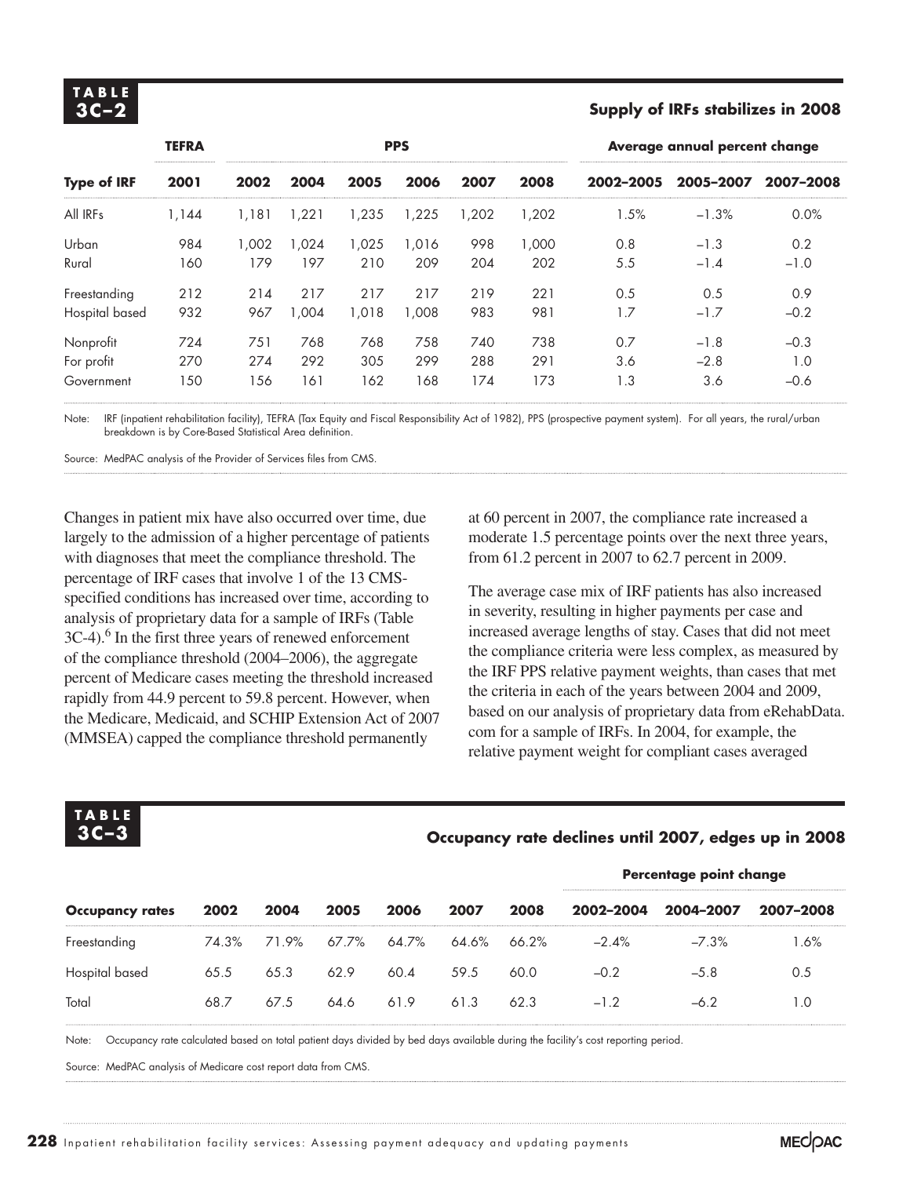**TABLE 3C–2**

**Supply of IRFs stabilizes in 2008**

| | TEFRA | PPS | | | | | | Average annual percent change | | |
|---|---|---|---|---|---|---|---|---|---|---|
| **Type of IRF** | **2001** | **2002** | **2004** | **2005** | **2006** | **2007** | **2008** | **2002–2005** | **2005–2007** | **2007–2008** |
| All IRFs | 1,144 | 1,181 | 1,221 | 1,235 | 1,225 | 1,202 | 1,202 | 1.5% | –1.3% | 0.0% |
| Urban | 984 | 1,002 | 1,024 | 1,025 | 1,016 | 998 | 1,000 | 0.8 | –1.3 | 0.2 |
| Rural | 160 | 179 | 197 | 210 | 209 | 204 | 202 | 5.5 | –1.4 | –1.0 |
| Freestanding | 212 | 214 | 217 | 217 | 217 | 219 | 221 | 0.5 | 0.5 | 0.9 |
| Hospital based | 932 | 967 | 1,004 | 1,018 | 1,008 | 983 | 981 | 1.7 | –1.7 | –0.2 |
| Nonprofit | 724 | 751 | 768 | 768 | 758 | 740 | 738 | 0.7 | –1.8 | –0.3 |
| For profit | 270 | 274 | 292 | 305 | 299 | 288 | 291 | 3.6 | –2.8 | 1.0 |
| Government | 150 | 156 | 161 | 162 | 168 | 174 | 173 | 1.3 | 3.6 | –0.6 |

Note: IRF (inpatient rehabilitation facility), TEFRA (Tax Equity and Fiscal Responsibility Act of 1982), PPS (prospective payment system). For all years, the rural/urban breakdown is by Core-Based Statistical Area definition.

Source: MedPAC analysis of the Provider of Services files from CMS.

Changes in patient mix have also occurred over time, due largely to the admission of a higher percentage of patients with diagnoses that meet the compliance threshold. The percentage of IRF cases that involve 1 of the 13 CMS-specified conditions has increased over time, according to analysis of proprietary data for a sample of IRFs (Table 3C-4).[6] In the first three years of renewed enforcement of the compliance threshold (2004–2006), the aggregate percent of Medicare cases meeting the threshold increased rapidly from 44.9 percent to 59.8 percent. However, when the Medicare, Medicaid, and SCHIP Extension Act of 2007 (MMSEA) capped the compliance threshold permanently at 60 percent in 2007, the compliance rate increased a moderate 1.5 percentage points over the next three years, from 61.2 percent in 2007 to 62.7 percent in 2009.

The average case mix of IRF patients has also increased in severity, resulting in higher payments per case and increased average lengths of stay. Cases that did not meet the compliance criteria were less complex, as measured by the IRF PPS relative payment weights, than cases that met the criteria in each of the years between 2004 and 2009, based on our analysis of proprietary data from eRehabData.com for a sample of IRFs. In 2004, for example, the relative payment weight for compliant cases averaged

**TABLE 3C–3**

**Occupancy rate declines until 2007, edges up in 2008**

| | | | | | | | Percentage point change | | |
|---|---|---|---|---|---|---|---|---|---|
| **Occupancy rates** | **2002** | **2004** | **2005** | **2006** | **2007** | **2008** | **2002–2004** | **2004–2007** | **2007–2008** |
| Freestanding | 74.3% | 71.9% | 67.7% | 64.7% | 64.6% | 66.2% | –2.4% | –7.3% | 1.6% |
| Hospital based | 65.5 | 65.3 | 62.9 | 60.4 | 59.5 | 60.0 | –0.2 | –5.8 | 0.5 |
| Total | 68.7 | 67.5 | 64.6 | 61.9 | 61.3 | 62.3 | –1.2 | –6.2 | 1.0 |

Note: Occupancy rate calculated based on total patient days divided by bed days available during the facility's cost reporting period.

Source: MedPAC analysis of Medicare cost report data from CMS.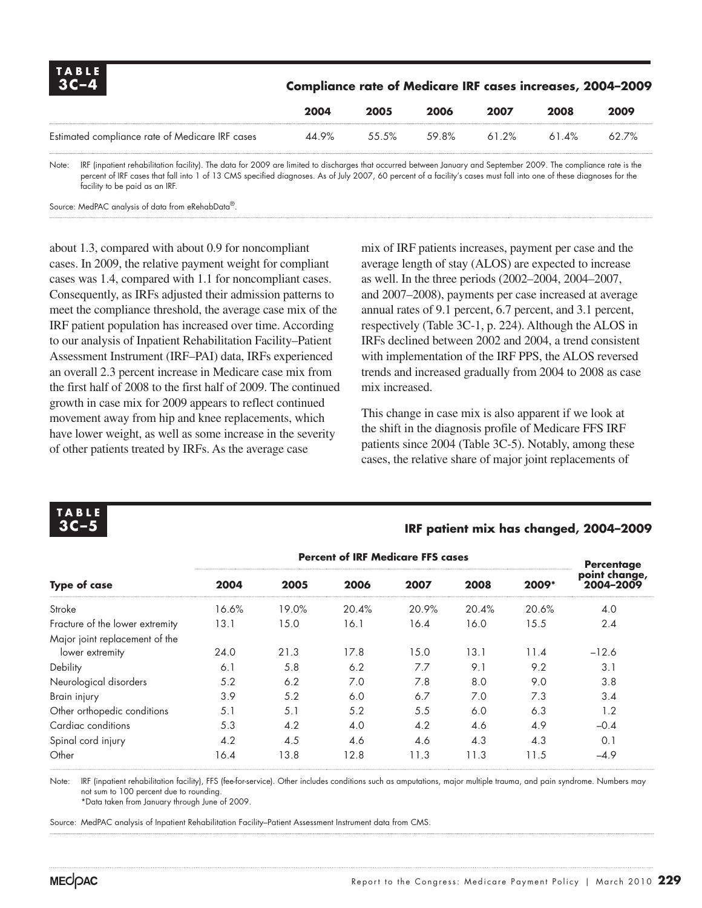**TABLE 3C–4**

**Compliance rate of Medicare IRF cases increases, 2004–2009**

| | 2004 | 2005 | 2006 | 2007 | 2008 | 2009 |
|---|---|---|---|---|---|---|
| Estimated compliance rate of Medicare IRF cases | 44.9% | 55.5% | 59.8% | 61.2% | 61.4% | 62.7% |

Note: IRF (inpatient rehabilitation facility). The data for 2009 are limited to discharges that occurred between January and September 2009. The compliance rate is the percent of IRF cases that fall into 1 of 13 CMS specified diagnoses. As of July 2007, 60 percent of a facility's cases must fall into one of these diagnoses for the facility to be paid as an IRF.

Source: MedPAC analysis of data from eRehabData®.

about 1.3, compared with about 0.9 for noncompliant cases. In 2009, the relative payment weight for compliant cases was 1.4, compared with 1.1 for noncompliant cases. Consequently, as IRFs adjusted their admission patterns to meet the compliance threshold, the average case mix of the IRF patient population has increased over time. According to our analysis of Inpatient Rehabilitation Facility–Patient Assessment Instrument (IRF–PAI) data, IRFs experienced an overall 2.3 percent increase in Medicare case mix from the first half of 2008 to the first half of 2009. The continued growth in case mix for 2009 appears to reflect continued movement away from hip and knee replacements, which have lower weight, as well as some increase in the severity of other patients treated by IRFs. As the average case mix of IRF patients increases, payment per case and the average length of stay (ALOS) are expected to increase as well. In the three periods (2002–2004, 2004–2007, and 2007–2008), payments per case increased at average annual rates of 9.1 percent, 6.7 percent, and 3.1 percent, respectively (Table 3C-1, p. 224). Although the ALOS in IRFs declined between 2002 and 2004, a trend consistent with implementation of the IRF PPS, the ALOS reversed trends and increased gradually from 2004 to 2008 as case mix increased.

This change in case mix is also apparent if we look at the shift in the diagnosis profile of Medicare FFS IRF patients since 2004 (Table 3C-5). Notably, among these cases, the relative share of major joint replacements of

**TABLE 3C–5**

**IRF patient mix has changed, 2004–2009**

| Type of case | Percent of IRF Medicare FFS cases | | | | | | Percentage point change, 2004–2009 |
|---|---|---|---|---|---|---|---|
| | 2004 | 2005 | 2006 | 2007 | 2008 | 2009* | |
| Stroke | 16.6% | 19.0% | 20.4% | 20.9% | 20.4% | 20.6% | 4.0 |
| Fracture of the lower extremity | 13.1 | 15.0 | 16.1 | 16.4 | 16.0 | 15.5 | 2.4 |
| Major joint replacement of the lower extremity | 24.0 | 21.3 | 17.8 | 15.0 | 13.1 | 11.4 | −12.6 |
| Debility | 6.1 | 5.8 | 6.2 | 7.7 | 9.1 | 9.2 | 3.1 |
| Neurological disorders | 5.2 | 6.2 | 7.0 | 7.8 | 8.0 | 9.0 | 3.8 |
| Brain injury | 3.9 | 5.2 | 6.0 | 6.7 | 7.0 | 7.3 | 3.4 |
| Other orthopedic conditions | 5.1 | 5.1 | 5.2 | 5.5 | 6.0 | 6.3 | 1.2 |
| Cardiac conditions | 5.3 | 4.2 | 4.0 | 4.2 | 4.6 | 4.9 | −0.4 |
| Spinal cord injury | 4.2 | 4.5 | 4.6 | 4.6 | 4.3 | 4.3 | 0.1 |
| Other | 16.4 | 13.8 | 12.8 | 11.3 | 11.3 | 11.5 | −4.9 |

Note: IRF (inpatient rehabilitation facility), FFS (fee-for-service). Other includes conditions such as amputations, major multiple trauma, and pain syndrome. Numbers may not sum to 100 percent due to rounding.
*Data taken from January through June of 2009.

Source: MedPAC analysis of Inpatient Rehabilitation Facility–Patient Assessment Instrument data from CMS.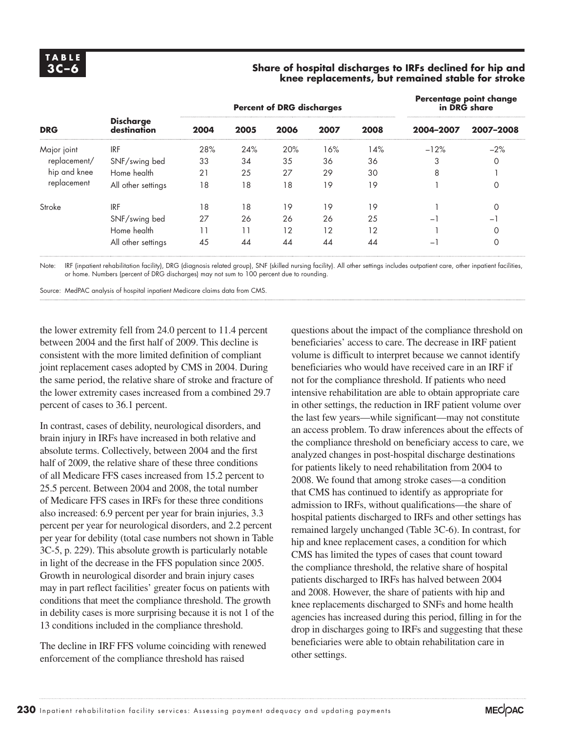**TABLE 3C–6**

**Share of hospital discharges to IRFs declined for hip and knee replacements, but remained stable for stroke**

| DRG | Discharge destination | Percent of DRG discharges | | | | | Percentage point change in DRG share | |
|---|---|---|---|---|---|---|---|---|
| | | 2004 | 2005 | 2006 | 2007 | 2008 | 2004–2007 | 2007–2008 |
| Major joint replacement/ hip and knee replacement | IRF | 28% | 24% | 20% | 16% | 14% | –12% | –2% |
| | SNF/swing bed | 33 | 34 | 35 | 36 | 36 | 3 | 0 |
| | Home health | 21 | 25 | 27 | 29 | 30 | 8 | 1 |
| | All other settings | 18 | 18 | 18 | 19 | 19 | 1 | 0 |
| Stroke | IRF | 18 | 18 | 19 | 19 | 19 | 1 | 0 |
| | SNF/swing bed | 27 | 26 | 26 | 26 | 25 | –1 | –1 |
| | Home health | 11 | 11 | 12 | 12 | 12 | 1 | 0 |
| | All other settings | 45 | 44 | 44 | 44 | 44 | –1 | 0 |

Note: IRF (inpatient rehabilitation facility), DRG (diagnosis related group), SNF (skilled nursing facility). All other settings includes outpatient care, other inpatient facilities, or home. Numbers (percent of DRG discharges) may not sum to 100 percent due to rounding.

Source: MedPAC analysis of hospital inpatient Medicare claims data from CMS.

the lower extremity fell from 24.0 percent to 11.4 percent between 2004 and the first half of 2009. This decline is consistent with the more limited definition of compliant joint replacement cases adopted by CMS in 2004. During the same period, the relative share of stroke and fracture of the lower extremity cases increased from a combined 29.7 percent of cases to 36.1 percent.

In contrast, cases of debility, neurological disorders, and brain injury in IRFs have increased in both relative and absolute terms. Collectively, between 2004 and the first half of 2009, the relative share of these three conditions of all Medicare FFS cases increased from 15.2 percent to 25.5 percent. Between 2004 and 2008, the total number of Medicare FFS cases in IRFs for these three conditions also increased: 6.9 percent per year for brain injuries, 3.3 percent per year for neurological disorders, and 2.2 percent per year for debility (total case numbers not shown in Table 3C-5, p. 229). This absolute growth is particularly notable in light of the decrease in the FFS population since 2005. Growth in neurological disorder and brain injury cases may in part reflect facilities' greater focus on patients with conditions that meet the compliance threshold. The growth in debility cases is more surprising because it is not 1 of the 13 conditions included in the compliance threshold.

The decline in IRF FFS volume coinciding with renewed enforcement of the compliance threshold has raised questions about the impact of the compliance threshold on beneficiaries' access to care. The decrease in IRF patient volume is difficult to interpret because we cannot identify beneficiaries who would have received care in an IRF if not for the compliance threshold. If patients who need intensive rehabilitation are able to obtain appropriate care in other settings, the reduction in IRF patient volume over the last few years—while significant—may not constitute an access problem. To draw inferences about the effects of the compliance threshold on beneficiary access to care, we analyzed changes in post-hospital discharge destinations for patients likely to need rehabilitation from 2004 to 2008. We found that among stroke cases—a condition that CMS has continued to identify as appropriate for admission to IRFs, without qualifications—the share of hospital patients discharged to IRFs and other settings has remained largely unchanged (Table 3C-6). In contrast, for hip and knee replacement cases, a condition for which CMS has limited the types of cases that count toward the compliance threshold, the relative share of hospital patients discharged to IRFs has halved between 2004 and 2008. However, the share of patients with hip and knee replacements discharged to SNFs and home health agencies has increased during this period, filling in for the drop in discharges going to IRFs and suggesting that these beneficiaries were able to obtain rehabilitation care in other settings.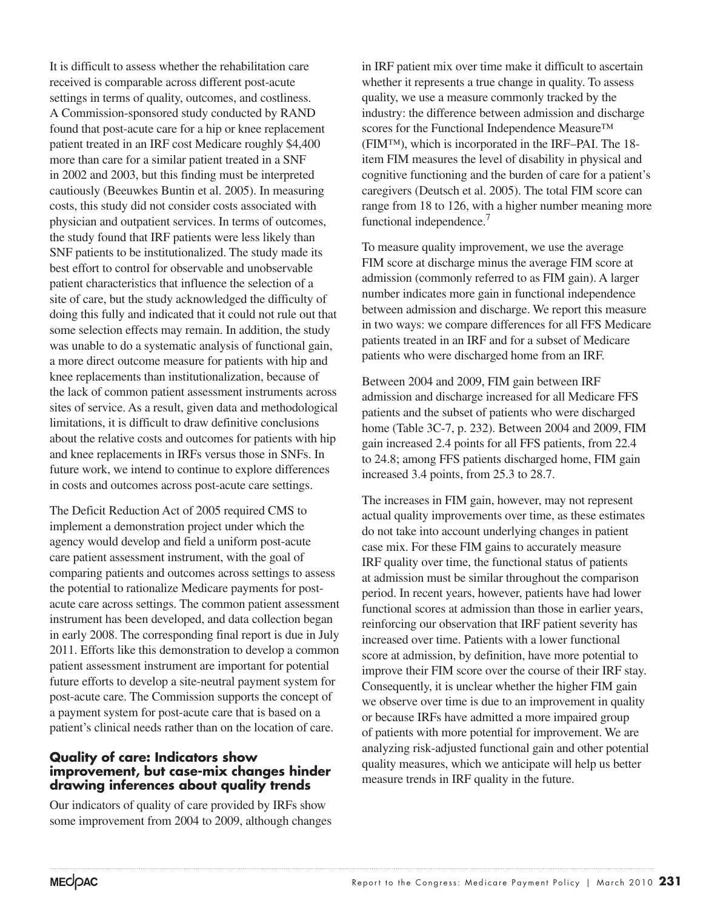It is difficult to assess whether the rehabilitation care received is comparable across different post-acute settings in terms of quality, outcomes, and costliness. A Commission-sponsored study conducted by RAND found that post-acute care for a hip or knee replacement patient treated in an IRF cost Medicare roughly $4,400 more than care for a similar patient treated in a SNF in 2002 and 2003, but this finding must be interpreted cautiously (Beeuwkes Buntin et al. 2005). In measuring costs, this study did not consider costs associated with physician and outpatient services. In terms of outcomes, the study found that IRF patients were less likely than SNF patients to be institutionalized. The study made its best effort to control for observable and unobservable patient characteristics that influence the selection of a site of care, but the study acknowledged the difficulty of doing this fully and indicated that it could not rule out that some selection effects may remain. In addition, the study was unable to do a systematic analysis of functional gain, a more direct outcome measure for patients with hip and knee replacements than institutionalization, because of the lack of common patient assessment instruments across sites of service. As a result, given data and methodological limitations, it is difficult to draw definitive conclusions about the relative costs and outcomes for patients with hip and knee replacements in IRFs versus those in SNFs. In future work, we intend to continue to explore differences in costs and outcomes across post-acute care settings.

The Deficit Reduction Act of 2005 required CMS to implement a demonstration project under which the agency would develop and field a uniform post-acute care patient assessment instrument, with the goal of comparing patients and outcomes across settings to assess the potential to rationalize Medicare payments for post-acute care across settings. The common patient assessment instrument has been developed, and data collection began in early 2008. The corresponding final report is due in July 2011. Efforts like this demonstration to develop a common patient assessment instrument are important for potential future efforts to develop a site-neutral payment system for post-acute care. The Commission supports the concept of a payment system for post-acute care that is based on a patient's clinical needs rather than on the location of care.

### Quality of care: Indicators show improvement, but case-mix changes hinder drawing inferences about quality trends

Our indicators of quality of care provided by IRFs show some improvement from 2004 to 2009, although changes in IRF patient mix over time make it difficult to ascertain whether it represents a true change in quality. To assess quality, we use a measure commonly tracked by the industry: the difference between admission and discharge scores for the Functional Independence Measure™ (FIM™), which is incorporated in the IRF–PAI. The 18-item FIM measures the level of disability in physical and cognitive functioning and the burden of care for a patient's caregivers (Deutsch et al. 2005). The total FIM score can range from 18 to 126, with a higher number meaning more functional independence.[7]

To measure quality improvement, we use the average FIM score at discharge minus the average FIM score at admission (commonly referred to as FIM gain). A larger number indicates more gain in functional independence between admission and discharge. We report this measure in two ways: we compare differences for all FFS Medicare patients treated in an IRF and for a subset of Medicare patients who were discharged home from an IRF.

Between 2004 and 2009, FIM gain between IRF admission and discharge increased for all Medicare FFS patients and the subset of patients who were discharged home (Table 3C-7, p. 232). Between 2004 and 2009, FIM gain increased 2.4 points for all FFS patients, from 22.4 to 24.8; among FFS patients discharged home, FIM gain increased 3.4 points, from 25.3 to 28.7.

The increases in FIM gain, however, may not represent actual quality improvements over time, as these estimates do not take into account underlying changes in patient case mix. For these FIM gains to accurately measure IRF quality over time, the functional status of patients at admission must be similar throughout the comparison period. In recent years, however, patients have had lower functional scores at admission than those in earlier years, reinforcing our observation that IRF patient severity has increased over time. Patients with a lower functional score at admission, by definition, have more potential to improve their FIM score over the course of their IRF stay. Consequently, it is unclear whether the higher FIM gain we observe over time is due to an improvement in quality or because IRFs have admitted a more impaired group of patients with more potential for improvement. We are analyzing risk-adjusted functional gain and other potential quality measures, which we anticipate will help us better measure trends in IRF quality in the future.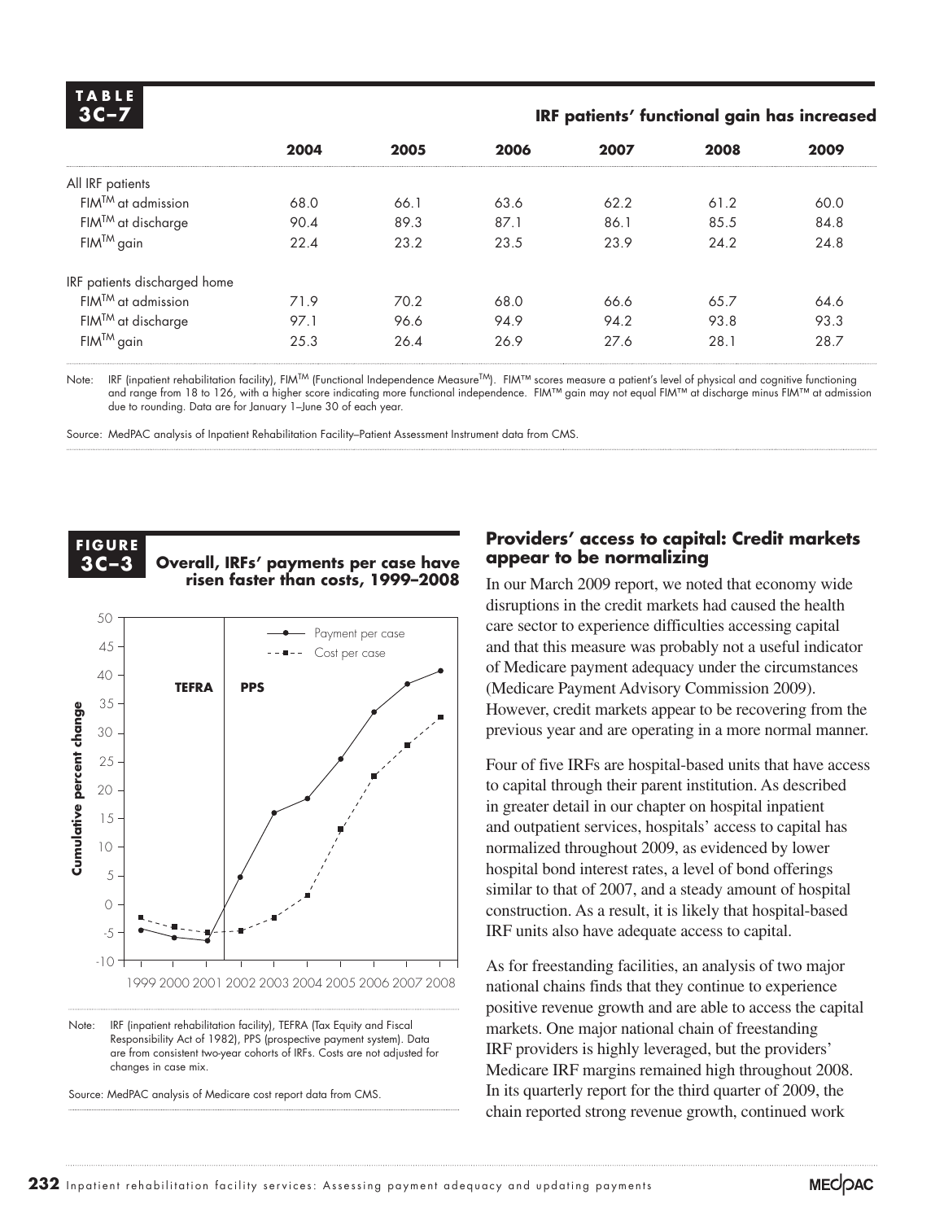**TABLE 3C–7**

**IRF patients' functional gain has increased**

| | 2004 | 2005 | 2006 | 2007 | 2008 | 2009 |
|---|---|---|---|---|---|---|
| All IRF patients | | | | | | |
| FIM™ at admission | 68.0 | 66.1 | 63.6 | 62.2 | 61.2 | 60.0 |
| FIM™ at discharge | 90.4 | 89.3 | 87.1 | 86.1 | 85.5 | 84.8 |
| FIM™ gain | 22.4 | 23.2 | 23.5 | 23.9 | 24.2 | 24.8 |
| IRF patients discharged home | | | | | | |
| FIM™ at admission | 71.9 | 70.2 | 68.0 | 66.6 | 65.7 | 64.6 |
| FIM™ at discharge | 97.1 | 96.6 | 94.9 | 94.2 | 93.8 | 93.3 |
| FIM™ gain | 25.3 | 26.4 | 26.9 | 27.6 | 28.1 | 28.7 |

Note: IRF (inpatient rehabilitation facility), FIM™ (Functional Independence Measure™). FIM™ scores measure a patient's level of physical and cognitive functioning and range from 18 to 126, with a higher score indicating more functional independence. FIM™ gain may not equal FIM™ at discharge minus FIM™ at admission due to rounding. Data are for January 1–June 30 of each year.

Source: MedPAC analysis of Inpatient Rehabilitation Facility–Patient Assessment Instrument data from CMS.

**FIGURE 3C–3**

**Overall, IRFs' payments per case have risen faster than costs, 1999–2008**

Note: IRF (inpatient rehabilitation facility), TEFRA (Tax Equity and Fiscal Responsibility Act of 1982), PPS (prospective payment system). Data are from consistent two-year cohorts of IRFs. Costs are not adjusted for changes in case mix.

Source: MedPAC analysis of Medicare cost report data from CMS.

## Providers' access to capital: Credit markets appear to be normalizing

In our March 2009 report, we noted that economy wide disruptions in the credit markets had caused the health care sector to experience difficulties accessing capital and that this measure was probably not a useful indicator of Medicare payment adequacy under the circumstances (Medicare Payment Advisory Commission 2009). However, credit markets appear to be recovering from the previous year and are operating in a more normal manner.

Four of five IRFs are hospital-based units that have access to capital through their parent institution. As described in greater detail in our chapter on hospital inpatient and outpatient services, hospitals' access to capital has normalized throughout 2009, as evidenced by lower hospital bond interest rates, a level of bond offerings similar to that of 2007, and a steady amount of hospital construction. As a result, it is likely that hospital-based IRF units also have adequate access to capital.

As for freestanding facilities, an analysis of two major national chains finds that they continue to experience positive revenue growth and are able to access the capital markets. One major national chain of freestanding IRF providers is highly leveraged, but the providers' Medicare IRF margins remained high throughout 2008. In its quarterly report for the third quarter of 2009, the chain reported strong revenue growth, continued work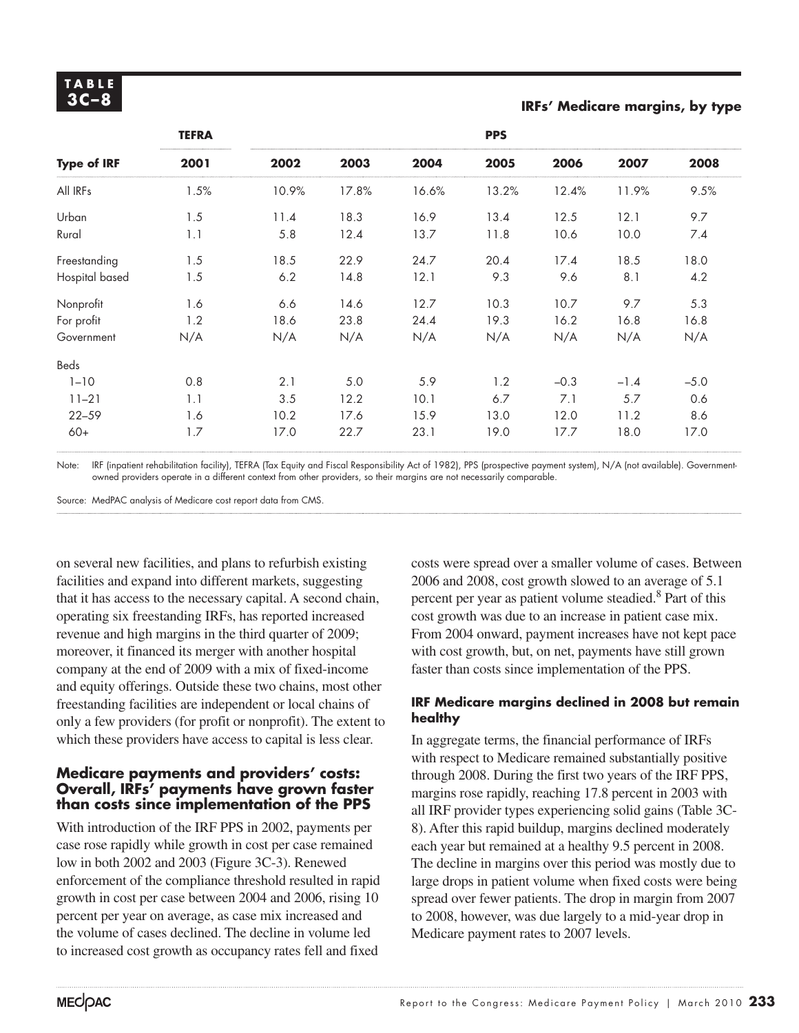**TABLE 3C–8**

**IRFs' Medicare margins, by type**

| | TEFRA | PPS | | | | | | |
|---|---|---|---|---|---|---|---|---|
| **Type of IRF** | **2001** | **2002** | **2003** | **2004** | **2005** | **2006** | **2007** | **2008** |
| All IRFs | 1.5% | 10.9% | 17.8% | 16.6% | 13.2% | 12.4% | 11.9% | 9.5% |
| Urban | 1.5 | 11.4 | 18.3 | 16.9 | 13.4 | 12.5 | 12.1 | 9.7 |
| Rural | 1.1 | 5.8 | 12.4 | 13.7 | 11.8 | 10.6 | 10.0 | 7.4 |
| Freestanding | 1.5 | 18.5 | 22.9 | 24.7 | 20.4 | 17.4 | 18.5 | 18.0 |
| Hospital based | 1.5 | 6.2 | 14.8 | 12.1 | 9.3 | 9.6 | 8.1 | 4.2 |
| Nonprofit | 1.6 | 6.6 | 14.6 | 12.7 | 10.3 | 10.7 | 9.7 | 5.3 |
| For profit | 1.2 | 18.6 | 23.8 | 24.4 | 19.3 | 16.2 | 16.8 | 16.8 |
| Government | N/A | N/A | N/A | N/A | N/A | N/A | N/A | N/A |
| Beds | | | | | | | | |
| 1–10 | 0.8 | 2.1 | 5.0 | 5.9 | 1.2 | –0.3 | –1.4 | –5.0 |
| 11–21 | 1.1 | 3.5 | 12.2 | 10.1 | 6.7 | 7.1 | 5.7 | 0.6 |
| 22–59 | 1.6 | 10.2 | 17.6 | 15.9 | 13.0 | 12.0 | 11.2 | 8.6 |
| 60+ | 1.7 | 17.0 | 22.7 | 23.1 | 19.0 | 17.7 | 18.0 | 17.0 |

Note: IRF (inpatient rehabilitation facility), TEFRA (Tax Equity and Fiscal Responsibility Act of 1982), PPS (prospective payment system), N/A (not available). Government-owned providers operate in a different context from other providers, so their margins are not necessarily comparable.

Source: MedPAC analysis of Medicare cost report data from CMS.

on several new facilities, and plans to refurbish existing facilities and expand into different markets, suggesting that it has access to the necessary capital. A second chain, operating six freestanding IRFs, has reported increased revenue and high margins in the third quarter of 2009; moreover, it financed its merger with another hospital company at the end of 2009 with a mix of fixed-income and equity offerings. Outside these two chains, most other freestanding facilities are independent or local chains of only a few providers (for profit or nonprofit). The extent to which these providers have access to capital is less clear.

## Medicare payments and providers' costs: Overall, IRFs' payments have grown faster than costs since implementation of the PPS

With introduction of the IRF PPS in 2002, payments per case rose rapidly while growth in cost per case remained low in both 2002 and 2003 (Figure 3C-3). Renewed enforcement of the compliance threshold resulted in rapid growth in cost per case between 2004 and 2006, rising 10 percent per year on average, as case mix increased and the volume of cases declined. The decline in volume led to increased cost growth as occupancy rates fell and fixed costs were spread over a smaller volume of cases. Between 2006 and 2008, cost growth slowed to an average of 5.1 percent per year as patient volume steadied.[8] Part of this cost growth was due to an increase in patient case mix. From 2004 onward, payment increases have not kept pace with cost growth, but, on net, payments have still grown faster than costs since implementation of the PPS.

### IRF Medicare margins declined in 2008 but remain healthy

In aggregate terms, the financial performance of IRFs with respect to Medicare remained substantially positive through 2008. During the first two years of the IRF PPS, margins rose rapidly, reaching 17.8 percent in 2003 with all IRF provider types experiencing solid gains (Table 3C-8). After this rapid buildup, margins declined moderately each year but remained at a healthy 9.5 percent in 2008. The decline in margins over this period was mostly due to large drops in patient volume when fixed costs were being spread over fewer patients. The drop in margin from 2007 to 2008, however, was due largely to a mid-year drop in Medicare payment rates to 2007 levels.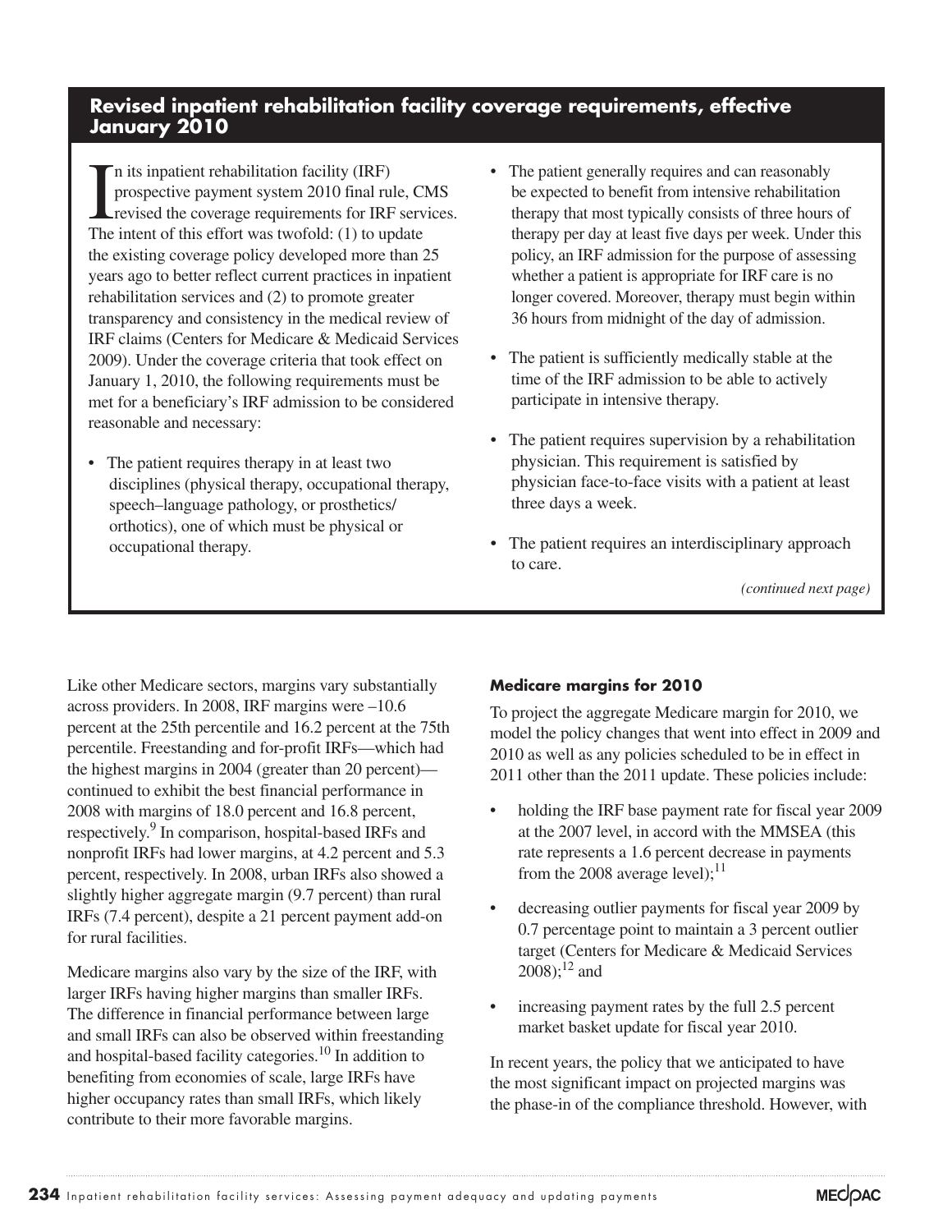## Revised inpatient rehabilitation facility coverage requirements, effective January 2010

In its inpatient rehabilitation facility (IRF) prospective payment system 2010 final rule, CMS revised the coverage requirements for IRF services. The intent of this effort was twofold: (1) to update the existing coverage policy developed more than 25 years ago to better reflect current practices in inpatient rehabilitation services and (2) to promote greater transparency and consistency in the medical review of IRF claims (Centers for Medicare & Medicaid Services 2009). Under the coverage criteria that took effect on January 1, 2010, the following requirements must be met for a beneficiary's IRF admission to be considered reasonable and necessary:

- The patient requires therapy in at least two disciplines (physical therapy, occupational therapy, speech–language pathology, or prosthetics/orthotics), one of which must be physical or occupational therapy.
- The patient generally requires and can reasonably be expected to benefit from intensive rehabilitation therapy that most typically consists of three hours of therapy per day at least five days per week. Under this policy, an IRF admission for the purpose of assessing whether a patient is appropriate for IRF care is no longer covered. Moreover, therapy must begin within 36 hours from midnight of the day of admission.
- The patient is sufficiently medically stable at the time of the IRF admission to be able to actively participate in intensive therapy.
- The patient requires supervision by a rehabilitation physician. This requirement is satisfied by physician face-to-face visits with a patient at least three days a week.
- The patient requires an interdisciplinary approach to care.

*(continued next page)*

Like other Medicare sectors, margins vary substantially across providers. In 2008, IRF margins were –10.6 percent at the 25th percentile and 16.2 percent at the 75th percentile. Freestanding and for-profit IRFs—which had the highest margins in 2004 (greater than 20 percent)—continued to exhibit the best financial performance in 2008 with margins of 18.0 percent and 16.8 percent, respectively.[9] In comparison, hospital-based IRFs and nonprofit IRFs had lower margins, at 4.2 percent and 5.3 percent, respectively. In 2008, urban IRFs also showed a slightly higher aggregate margin (9.7 percent) than rural IRFs (7.4 percent), despite a 21 percent payment add-on for rural facilities.

Medicare margins also vary by the size of the IRF, with larger IRFs having higher margins than smaller IRFs. The difference in financial performance between large and small IRFs can also be observed within freestanding and hospital-based facility categories.[10] In addition to benefiting from economies of scale, large IRFs have higher occupancy rates than small IRFs, which likely contribute to their more favorable margins.

#### Medicare margins for 2010

To project the aggregate Medicare margin for 2010, we model the policy changes that went into effect in 2009 and 2010 as well as any policies scheduled to be in effect in 2011 other than the 2011 update. These policies include:

- holding the IRF base payment rate for fiscal year 2009 at the 2007 level, in accord with the MMSEA (this rate represents a 1.6 percent decrease in payments from the 2008 average level);[11]
- decreasing outlier payments for fiscal year 2009 by 0.7 percentage point to maintain a 3 percent outlier target (Centers for Medicare & Medicaid Services 2008);[12] and
- increasing payment rates by the full 2.5 percent market basket update for fiscal year 2010.

In recent years, the policy that we anticipated to have the most significant impact on projected margins was the phase-in of the compliance threshold. However, with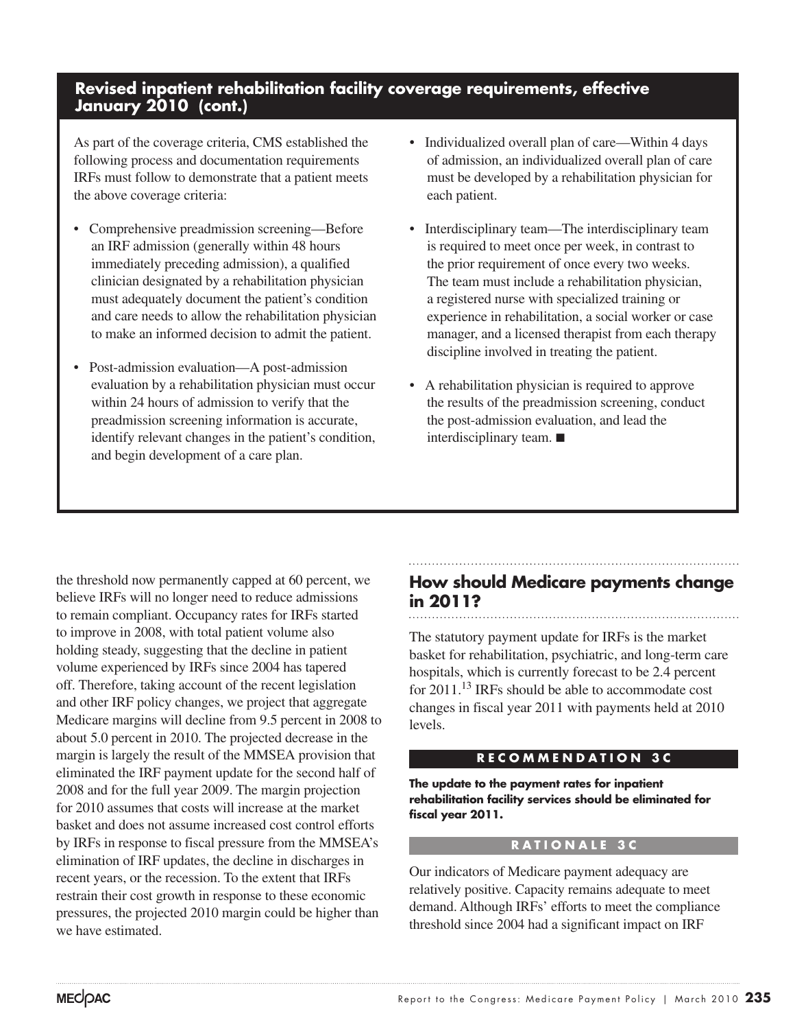## Revised inpatient rehabilitation facility coverage requirements, effective January 2010 (cont.)

As part of the coverage criteria, CMS established the following process and documentation requirements IRFs must follow to demonstrate that a patient meets the above coverage criteria:

- Comprehensive preadmission screening—Before an IRF admission (generally within 48 hours immediately preceding admission), a qualified clinician designated by a rehabilitation physician must adequately document the patient's condition and care needs to allow the rehabilitation physician to make an informed decision to admit the patient.
- Post-admission evaluation—A post-admission evaluation by a rehabilitation physician must occur within 24 hours of admission to verify that the preadmission screening information is accurate, identify relevant changes in the patient's condition, and begin development of a care plan.
- Individualized overall plan of care—Within 4 days of admission, an individualized overall plan of care must be developed by a rehabilitation physician for each patient.
- Interdisciplinary team—The interdisciplinary team is required to meet once per week, in contrast to the prior requirement of once every two weeks. The team must include a rehabilitation physician, a registered nurse with specialized training or experience in rehabilitation, a social worker or case manager, and a licensed therapist from each therapy discipline involved in treating the patient.
- A rehabilitation physician is required to approve the results of the preadmission screening, conduct the post-admission evaluation, and lead the interdisciplinary team. ■

the threshold now permanently capped at 60 percent, we believe IRFs will no longer need to reduce admissions to remain compliant. Occupancy rates for IRFs started to improve in 2008, with total patient volume also holding steady, suggesting that the decline in patient volume experienced by IRFs since 2004 has tapered off. Therefore, taking account of the recent legislation and other IRF policy changes, we project that aggregate Medicare margins will decline from 9.5 percent in 2008 to about 5.0 percent in 2010. The projected decrease in the margin is largely the result of the MMSEA provision that eliminated the IRF payment update for the second half of 2008 and for the full year 2009. The margin projection for 2010 assumes that costs will increase at the market basket and does not assume increased cost control efforts by IRFs in response to fiscal pressure from the MMSEA's elimination of IRF updates, the decline in discharges in recent years, or the recession. To the extent that IRFs restrain their cost growth in response to these economic pressures, the projected 2010 margin could be higher than we have estimated.

## How should Medicare payments change in 2011?

The statutory payment update for IRFs is the market basket for rehabilitation, psychiatric, and long-term care hospitals, which is currently forecast to be 2.4 percent for 2011.[13] IRFs should be able to accommodate cost changes in fiscal year 2011 with payments held at 2010 levels.

### RECOMMENDATION 3C

**The update to the payment rates for inpatient rehabilitation facility services should be eliminated for fiscal year 2011.**

### RATIONALE 3C

Our indicators of Medicare payment adequacy are relatively positive. Capacity remains adequate to meet demand. Although IRFs' efforts to meet the compliance threshold since 2004 had a significant impact on IRF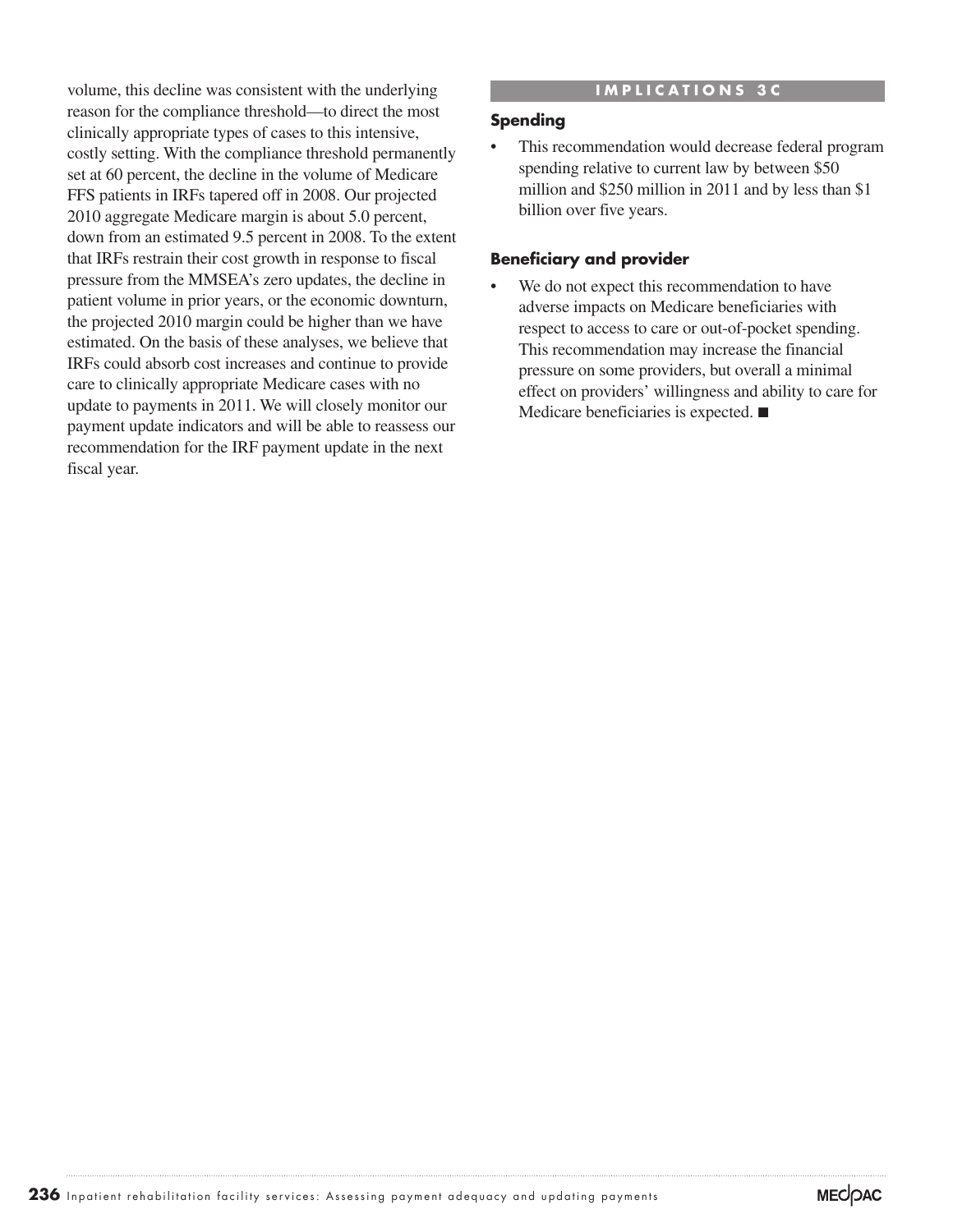volume, this decline was consistent with the underlying reason for the compliance threshold—to direct the most clinically appropriate types of cases to this intensive, costly setting. With the compliance threshold permanently set at 60 percent, the decline in the volume of Medicare FFS patients in IRFs tapered off in 2008. Our projected 2010 aggregate Medicare margin is about 5.0 percent, down from an estimated 9.5 percent in 2008. To the extent that IRFs restrain their cost growth in response to fiscal pressure from the MMSEA's zero updates, the decline in patient volume in prior years, or the economic downturn, the projected 2010 margin could be higher than we have estimated. On the basis of these analyses, we believe that IRFs could absorb cost increases and continue to provide care to clinically appropriate Medicare cases with no update to payments in 2011. We will closely monitor our payment update indicators and will be able to reassess our recommendation for the IRF payment update in the next fiscal year.

## IMPLICATIONS 3C

### Spending

- This recommendation would decrease federal program spending relative to current law by between $50 million and $250 million in 2011 and by less than $1 billion over five years.

### Beneficiary and provider

- We do not expect this recommendation to have adverse impacts on Medicare beneficiaries with respect to access to care or out-of-pocket spending. This recommendation may increase the financial pressure on some providers, but overall a minimal effect on providers' willingness and ability to care for Medicare beneficiaries is expected. ■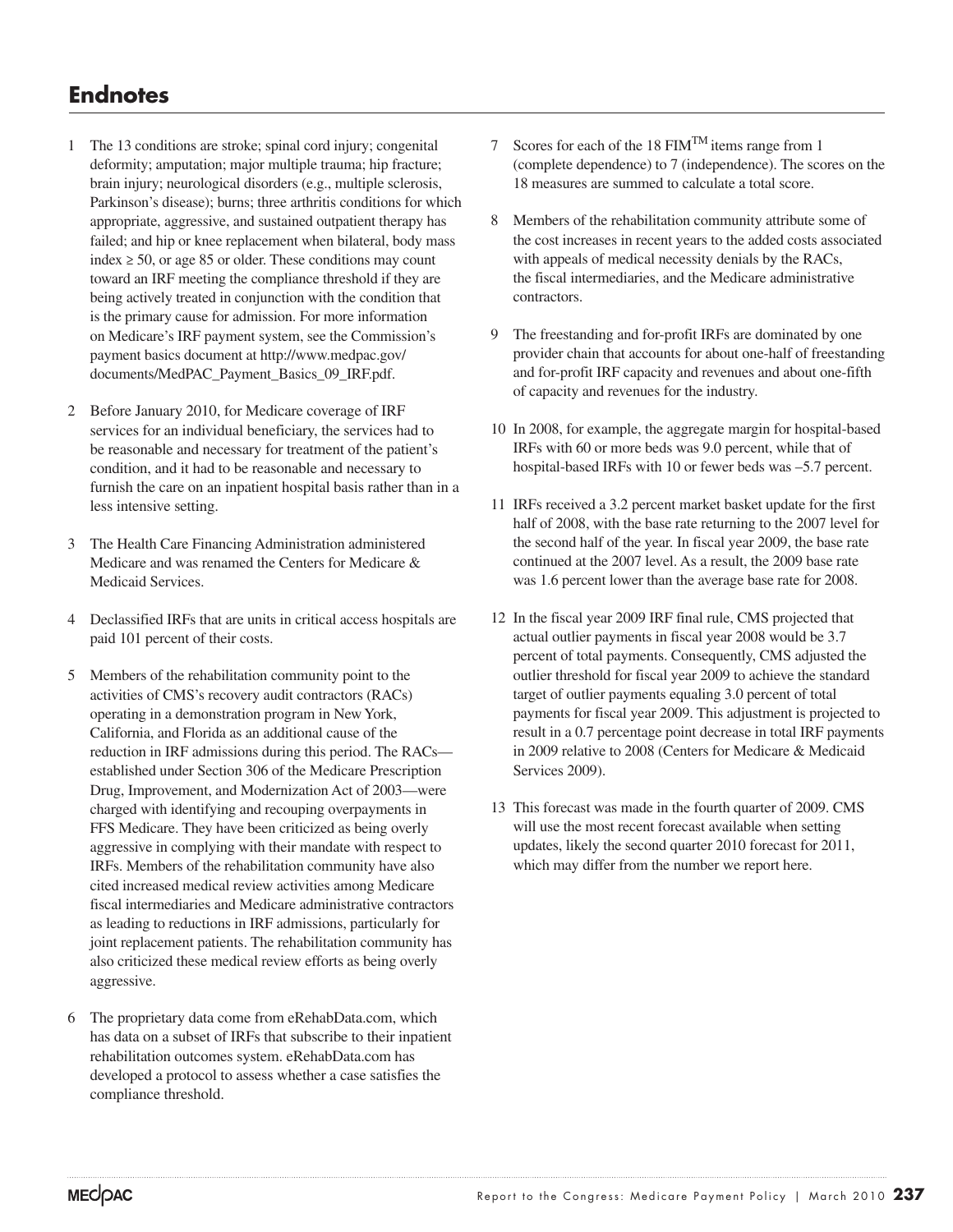## Endnotes

1. The 13 conditions are stroke; spinal cord injury; congenital deformity; amputation; major multiple trauma; hip fracture; brain injury; neurological disorders (e.g., multiple sclerosis, Parkinson's disease); burns; three arthritis conditions for which appropriate, aggressive, and sustained outpatient therapy has failed; and hip or knee replacement when bilateral, body mass index ≥ 50, or age 85 or older. These conditions may count toward an IRF meeting the compliance threshold if they are being actively treated in conjunction with the condition that is the primary cause for admission. For more information on Medicare's IRF payment system, see the Commission's payment basics document at http://www.medpac.gov/documents/MedPAC_Payment_Basics_09_IRF.pdf.

2. Before January 2010, for Medicare coverage of IRF services for an individual beneficiary, the services had to be reasonable and necessary for treatment of the patient's condition, and it had to be reasonable and necessary to furnish the care on an inpatient hospital basis rather than in a less intensive setting.

3. The Health Care Financing Administration administered Medicare and was renamed the Centers for Medicare & Medicaid Services.

4. Declassified IRFs that are units in critical access hospitals are paid 101 percent of their costs.

5. Members of the rehabilitation community point to the activities of CMS's recovery audit contractors (RACs) operating in a demonstration program in New York, California, and Florida as an additional cause of the reduction in IRF admissions during this period. The RACs—established under Section 306 of the Medicare Prescription Drug, Improvement, and Modernization Act of 2003—were charged with identifying and recouping overpayments in FFS Medicare. They have been criticized as being overly aggressive in complying with their mandate with respect to IRFs. Members of the rehabilitation community have also cited increased medical review activities among Medicare fiscal intermediaries and Medicare administrative contractors as leading to reductions in IRF admissions, particularly for joint replacement patients. The rehabilitation community has also criticized these medical review efforts as being overly aggressive.

6. The proprietary data come from eRehabData.com, which has data on a subset of IRFs that subscribe to their inpatient rehabilitation outcomes system. eRehabData.com has developed a protocol to assess whether a case satisfies the compliance threshold.

7. Scores for each of the 18 FIM™ items range from 1 (complete dependence) to 7 (independence). The scores on the 18 measures are summed to calculate a total score.

8. Members of the rehabilitation community attribute some of the cost increases in recent years to the added costs associated with appeals of medical necessity denials by the RACs, the fiscal intermediaries, and the Medicare administrative contractors.

9. The freestanding and for-profit IRFs are dominated by one provider chain that accounts for about one-half of freestanding and for-profit IRF capacity and revenues and about one-fifth of capacity and revenues for the industry.

10. In 2008, for example, the aggregate margin for hospital-based IRFs with 60 or more beds was 9.0 percent, while that of hospital-based IRFs with 10 or fewer beds was –5.7 percent.

11. IRFs received a 3.2 percent market basket update for the first half of 2008, with the base rate returning to the 2007 level for the second half of the year. In fiscal year 2009, the base rate continued at the 2007 level. As a result, the 2009 base rate was 1.6 percent lower than the average base rate for 2008.

12. In the fiscal year 2009 IRF final rule, CMS projected that actual outlier payments in fiscal year 2008 would be 3.7 percent of total payments. Consequently, CMS adjusted the outlier threshold for fiscal year 2009 to achieve the standard target of outlier payments equaling 3.0 percent of total payments for fiscal year 2009. This adjustment is projected to result in a 0.7 percentage point decrease in total IRF payments in 2009 relative to 2008 (Centers for Medicare & Medicaid Services 2009).

13. This forecast was made in the fourth quarter of 2009. CMS will use the most recent forecast available when setting updates, likely the second quarter 2010 forecast for 2011, which may differ from the number we report here.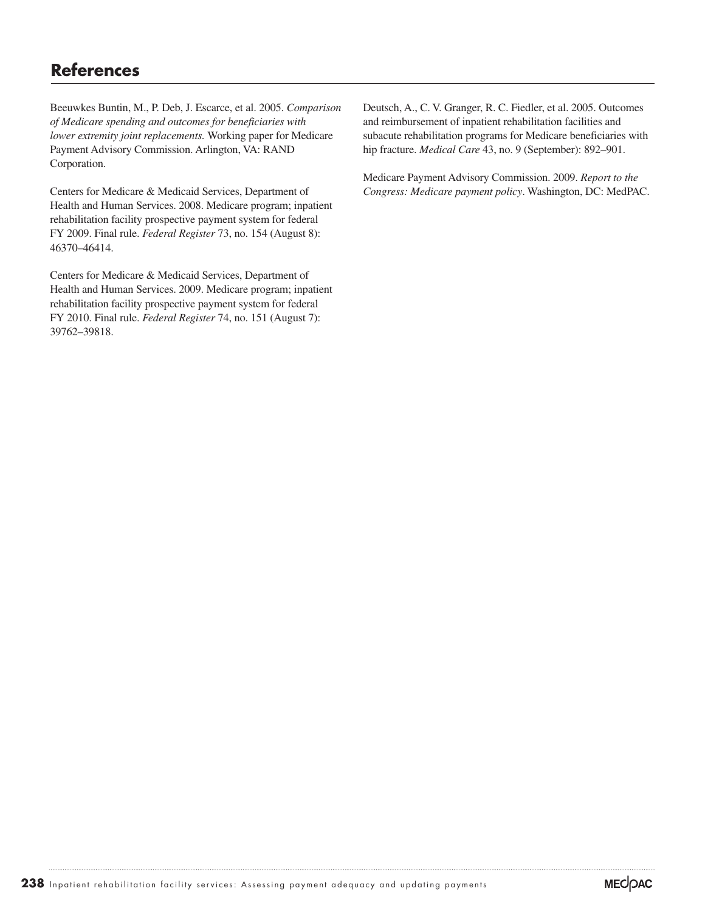## References

Beeuwkes Buntin, M., P. Deb, J. Escarce, et al. 2005. *Comparison of Medicare spending and outcomes for beneficiaries with lower extremity joint replacements.* Working paper for Medicare Payment Advisory Commission. Arlington, VA: RAND Corporation.

Centers for Medicare & Medicaid Services, Department of Health and Human Services. 2008. Medicare program; inpatient rehabilitation facility prospective payment system for federal FY 2009. Final rule. *Federal Register* 73, no. 154 (August 8): 46370–46414.

Centers for Medicare & Medicaid Services, Department of Health and Human Services. 2009. Medicare program; inpatient rehabilitation facility prospective payment system for federal FY 2010. Final rule. *Federal Register* 74, no. 151 (August 7): 39762–39818.

Deutsch, A., C. V. Granger, R. C. Fiedler, et al. 2005. Outcomes and reimbursement of inpatient rehabilitation facilities and subacute rehabilitation programs for Medicare beneficiaries with hip fracture. *Medical Care* 43, no. 9 (September): 892–901.

Medicare Payment Advisory Commission. 2009. *Report to the Congress: Medicare payment policy*. Washington, DC: MedPAC.